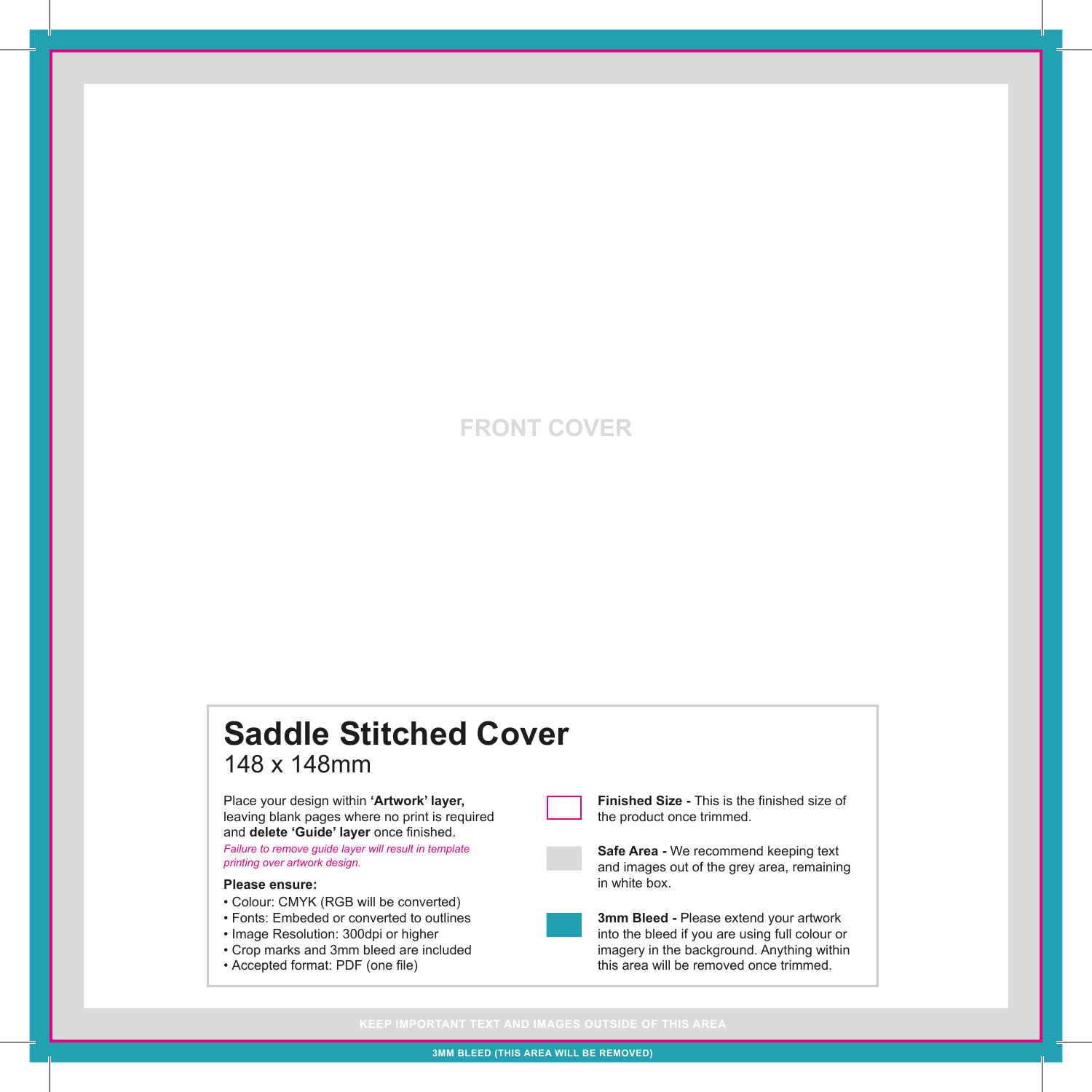FRONT COVER

# Saddle Stitched Cover

148 x 148mm

Place your design within **'Artwork' layer,** leaving blank pages where no print is required and **delete 'Guide' layer** once finished.

*Failure to remove guide layer will result in template printing over artwork design.*

**Please ensure:**

- Colour: CMYK (RGB will be converted)
- Fonts: Embeded or converted to outlines
- Image Resolution: 300dpi or higher
- Crop marks and 3mm bleed are included
- Accepted format: PDF (one file)

**Finished Size -** This is the finished size of the product once trimmed.

**Safe Area -** We recommend keeping text and images out of the grey area, remaining in white box.

**3mm Bleed -** Please extend your artwork into the bleed if you are using full colour or imagery in the background. Anything within this area will be removed once trimmed.

KEEP IMPORTANT TEXT AND IMAGES OUTSIDE OF THIS AREA

3MM BLEED (THIS AREA WILL BE REMOVED)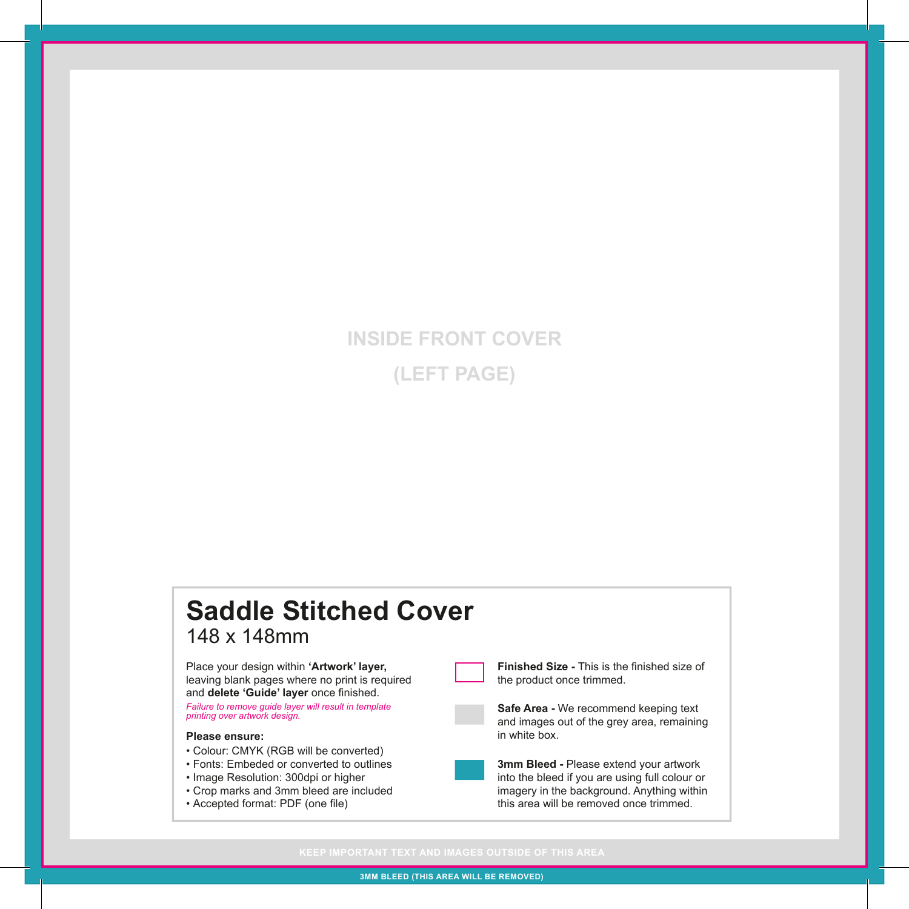INSIDE FRONT COVER

(LEFT PAGE)

# Saddle Stitched Cover

148 x 148mm

Place your design within **'Artwork' layer,** leaving blank pages where no print is required and **delete 'Guide' layer** once finished.

*Failure to remove guide layer will result in template printing over artwork design.*

**Please ensure:**

- Colour: CMYK (RGB will be converted)
- Fonts: Embeded or converted to outlines
- Image Resolution: 300dpi or higher
- Crop marks and 3mm bleed are included
- Accepted format: PDF (one file)

**Finished Size -** This is the finished size of the product once trimmed.

**Safe Area -** We recommend keeping text and images out of the grey area, remaining in white box.

**3mm Bleed -** Please extend your artwork into the bleed if you are using full colour or imagery in the background. Anything within this area will be removed once trimmed.

KEEP IMPORTANT TEXT AND IMAGES OUTSIDE OF THIS AREA

3MM BLEED (THIS AREA WILL BE REMOVED)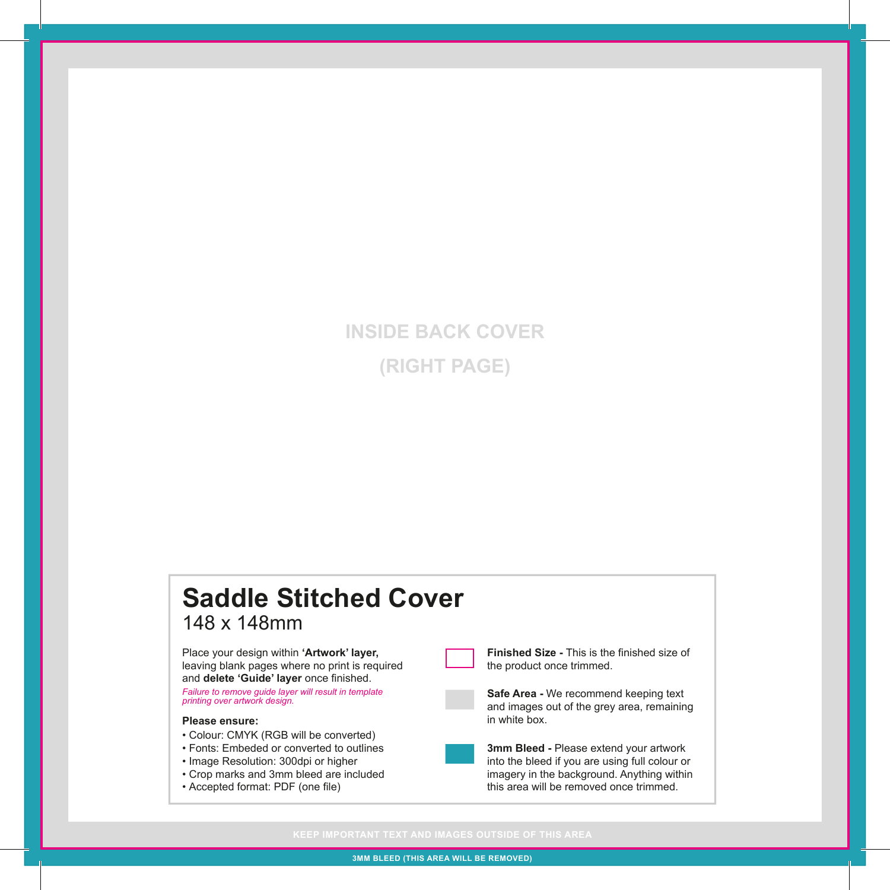INSIDE BACK COVER

(RIGHT PAGE)

# Saddle Stitched Cover

148 x 148mm

Place your design within **'Artwork' layer,** leaving blank pages where no print is required and **delete 'Guide' layer** once finished.

*Failure to remove guide layer will result in template printing over artwork design.*

**Please ensure:**

- Colour: CMYK (RGB will be converted)
- Fonts: Embeded or converted to outlines
- Image Resolution: 300dpi or higher
- Crop marks and 3mm bleed are included
- Accepted format: PDF (one file)

**Finished Size -** This is the finished size of the product once trimmed.

**Safe Area -** We recommend keeping text and images out of the grey area, remaining in white box.

**3mm Bleed -** Please extend your artwork into the bleed if you are using full colour or imagery in the background. Anything within this area will be removed once trimmed.

KEEP IMPORTANT TEXT AND IMAGES OUTSIDE OF THIS AREA

3MM BLEED (THIS AREA WILL BE REMOVED)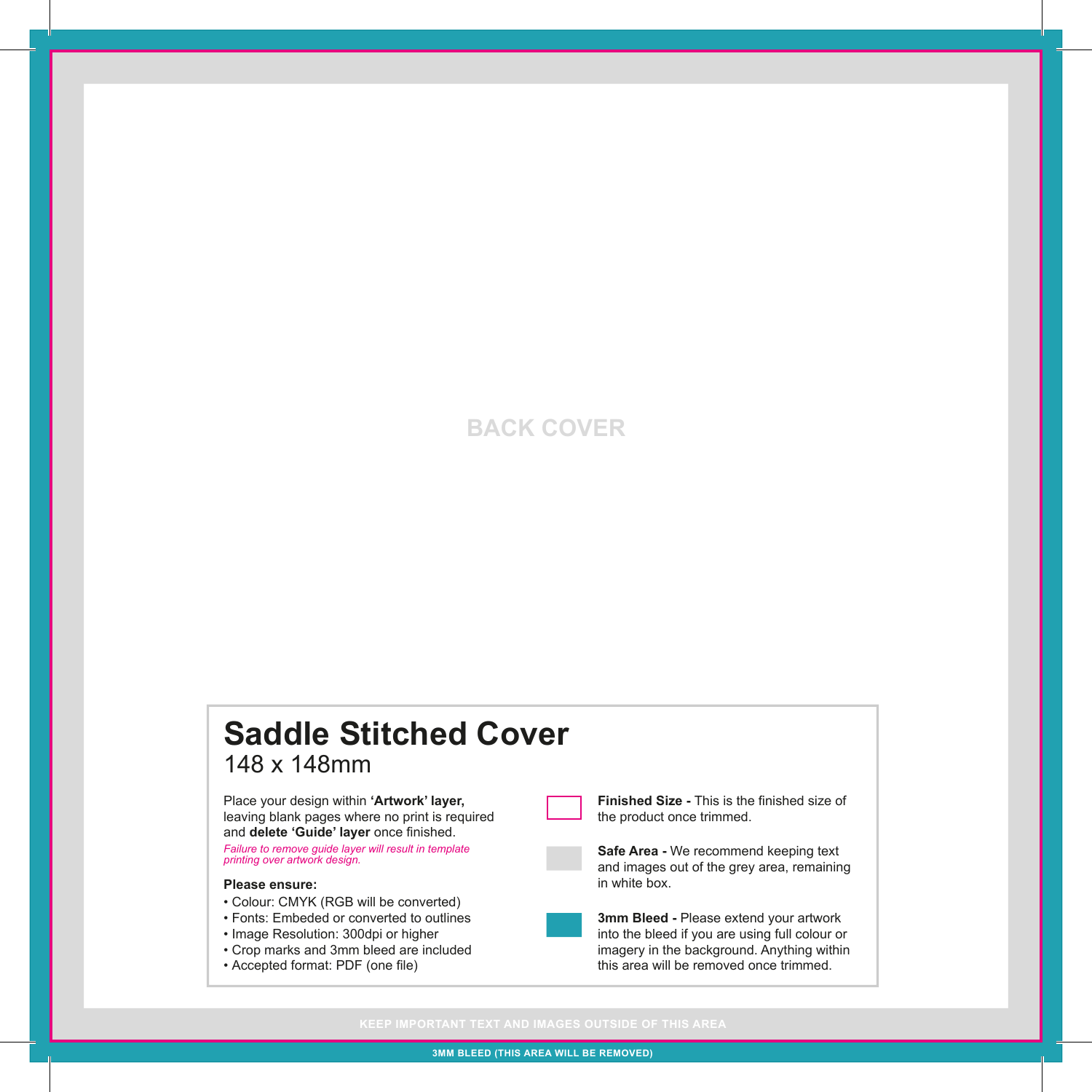BACK COVER

# Saddle Stitched Cover

148 x 148mm

Place your design within **'Artwork' layer,** leaving blank pages where no print is required and **delete 'Guide' layer** once finished.

*Failure to remove guide layer will result in template printing over artwork design.*

**Please ensure:**

- Colour: CMYK (RGB will be converted)
- Fonts: Embeded or converted to outlines
- Image Resolution: 300dpi or higher
- Crop marks and 3mm bleed are included
- Accepted format: PDF (one file)

**Finished Size -** This is the finished size of the product once trimmed.

**Safe Area -** We recommend keeping text and images out of the grey area, remaining in white box.

**3mm Bleed -** Please extend your artwork into the bleed if you are using full colour or imagery in the background. Anything within this area will be removed once trimmed.

KEEP IMPORTANT TEXT AND IMAGES OUTSIDE OF THIS AREA

3MM BLEED (THIS AREA WILL BE REMOVED)